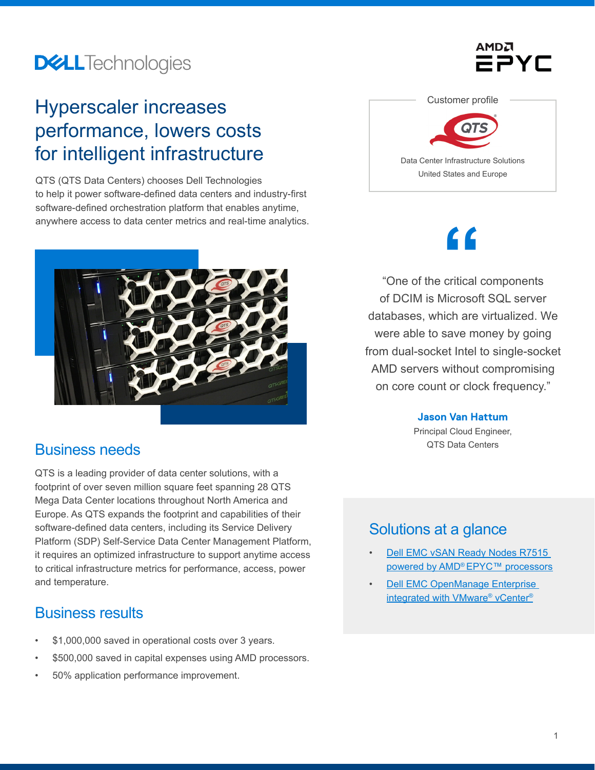# Hyperscaler increases performance, lowers costs for intelligent infrastructure

QTS (QTS Data Centers) chooses Dell Technologies to help it power software-defined data centers and industry-first software-defined orchestration platform that enables anytime, anywhere access to data center metrics and real-time analytics.

## Business needs

QTS is a leading provider of data center solutions, with a footprint of over seven million square feet spanning 28 QTS Mega Data Center locations throughout North America and Europe. As QTS expands the footprint and capabilities of their software-defined data centers, including its Service Delivery Platform (SDP) Self-Service Data Center Management Platform, it requires an optimized infrastructure to support anytime access to critical infrastructure metrics for performance, access, power and temperature.

## Business results

- $1,000,000 saved in operational costs over 3 years.
- $500,000 saved in capital expenses using AMD processors.
- 50% application performance improvement.

Customer profile

QTS

Data Center Infrastructure Solutions
United States and Europe

"One of the critical components of DCIM is Microsoft SQL server databases, which are virtualized. We were able to save money by going from dual-socket Intel to single-socket AMD servers without compromising on core count or clock frequency."

**Jason Van Hattum**
Principal Cloud Engineer,
QTS Data Centers

## Solutions at a glance

- Dell EMC vSAN Ready Nodes R7515 powered by AMD® EPYC™ processors
- Dell EMC OpenManage Enterprise integrated with VMware® vCenter®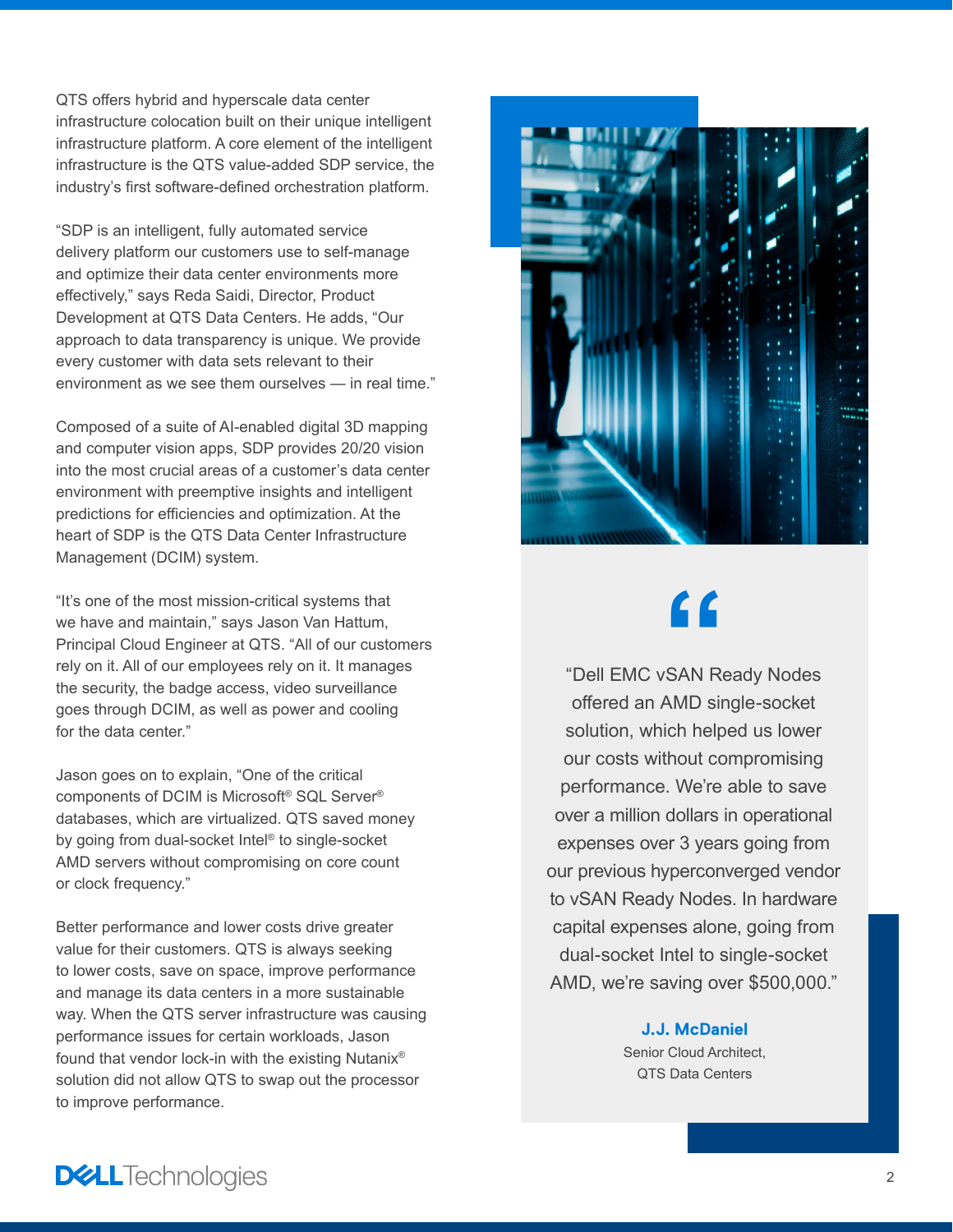QTS offers hybrid and hyperscale data center infrastructure colocation built on their unique intelligent infrastructure platform. A core element of the intelligent infrastructure is the QTS value-added SDP service, the industry's first software-defined orchestration platform.

"SDP is an intelligent, fully automated service delivery platform our customers use to self-manage and optimize their data center environments more effectively," says Reda Saidi, Director, Product Development at QTS Data Centers. He adds, "Our approach to data transparency is unique. We provide every customer with data sets relevant to their environment as we see them ourselves — in real time."

Composed of a suite of AI-enabled digital 3D mapping and computer vision apps, SDP provides 20/20 vision into the most crucial areas of a customer's data center environment with preemptive insights and intelligent predictions for efficiencies and optimization. At the heart of SDP is the QTS Data Center Infrastructure Management (DCIM) system.

"It's one of the most mission-critical systems that we have and maintain," says Jason Van Hattum, Principal Cloud Engineer at QTS. "All of our customers rely on it. All of our employees rely on it. It manages the security, the badge access, video surveillance goes through DCIM, as well as power and cooling for the data center."

Jason goes on to explain, "One of the critical components of DCIM is Microsoft® SQL Server® databases, which are virtualized. QTS saved money by going from dual-socket Intel® to single-socket AMD servers without compromising on core count or clock frequency."

Better performance and lower costs drive greater value for their customers. QTS is always seeking to lower costs, save on space, improve performance and manage its data centers in a more sustainable way. When the QTS server infrastructure was causing performance issues for certain workloads, Jason found that vendor lock-in with the existing Nutanix® solution did not allow QTS to swap out the processor to improve performance.

> "Dell EMC vSAN Ready Nodes offered an AMD single-socket solution, which helped us lower our costs without compromising performance. We're able to save over a million dollars in operational expenses over 3 years going from our previous hyperconverged vendor to vSAN Ready Nodes. In hardware capital expenses alone, going from dual-socket Intel to single-socket AMD, we're saving over $500,000."
>
> **J.J. McDaniel**
> Senior Cloud Architect,
> QTS Data Centers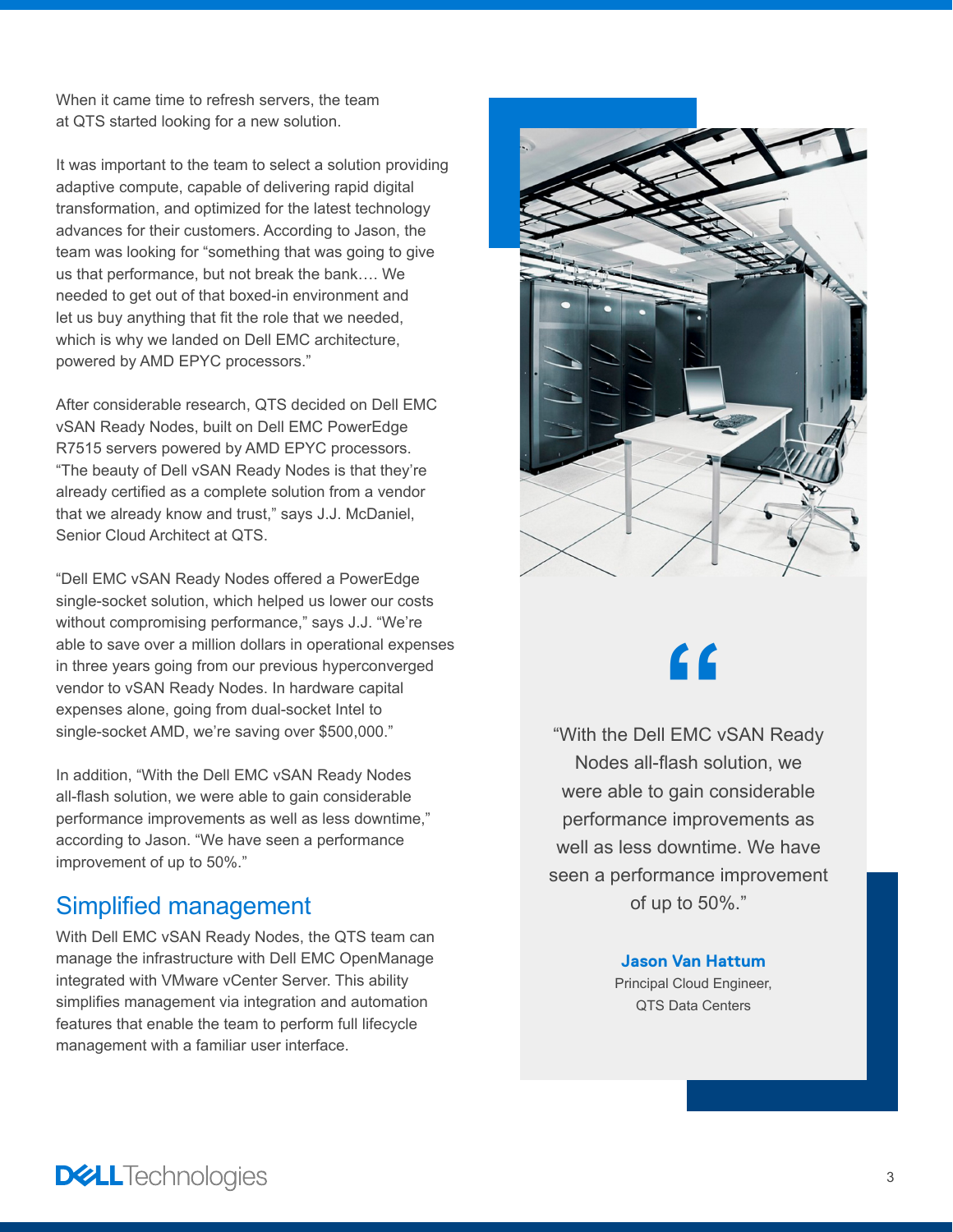When it came time to refresh servers, the team at QTS started looking for a new solution.

It was important to the team to select a solution providing adaptive compute, capable of delivering rapid digital transformation, and optimized for the latest technology advances for their customers. According to Jason, the team was looking for "something that was going to give us that performance, but not break the bank…. We needed to get out of that boxed-in environment and let us buy anything that fit the role that we needed, which is why we landed on Dell EMC architecture, powered by AMD EPYC processors."

After considerable research, QTS decided on Dell EMC vSAN Ready Nodes, built on Dell EMC PowerEdge R7515 servers powered by AMD EPYC processors. "The beauty of Dell vSAN Ready Nodes is that they're already certified as a complete solution from a vendor that we already know and trust," says J.J. McDaniel, Senior Cloud Architect at QTS.

"Dell EMC vSAN Ready Nodes offered a PowerEdge single-socket solution, which helped us lower our costs without compromising performance," says J.J. "We're able to save over a million dollars in operational expenses in three years going from our previous hyperconverged vendor to vSAN Ready Nodes. In hardware capital expenses alone, going from dual-socket Intel to single-socket AMD, we're saving over $500,000."

In addition, "With the Dell EMC vSAN Ready Nodes all-flash solution, we were able to gain considerable performance improvements as well as less downtime," according to Jason. "We have seen a performance improvement of up to 50%."

## Simplified management

With Dell EMC vSAN Ready Nodes, the QTS team can manage the infrastructure with Dell EMC OpenManage integrated with VMware vCenter Server. This ability simplifies management via integration and automation features that enable the team to perform full lifecycle management with a familiar user interface.

> "With the Dell EMC vSAN Ready Nodes all-flash solution, we were able to gain considerable performance improvements as well as less downtime. We have seen a performance improvement of up to 50%."
>
> **Jason Van Hattum**
> Principal Cloud Engineer,
> QTS Data Centers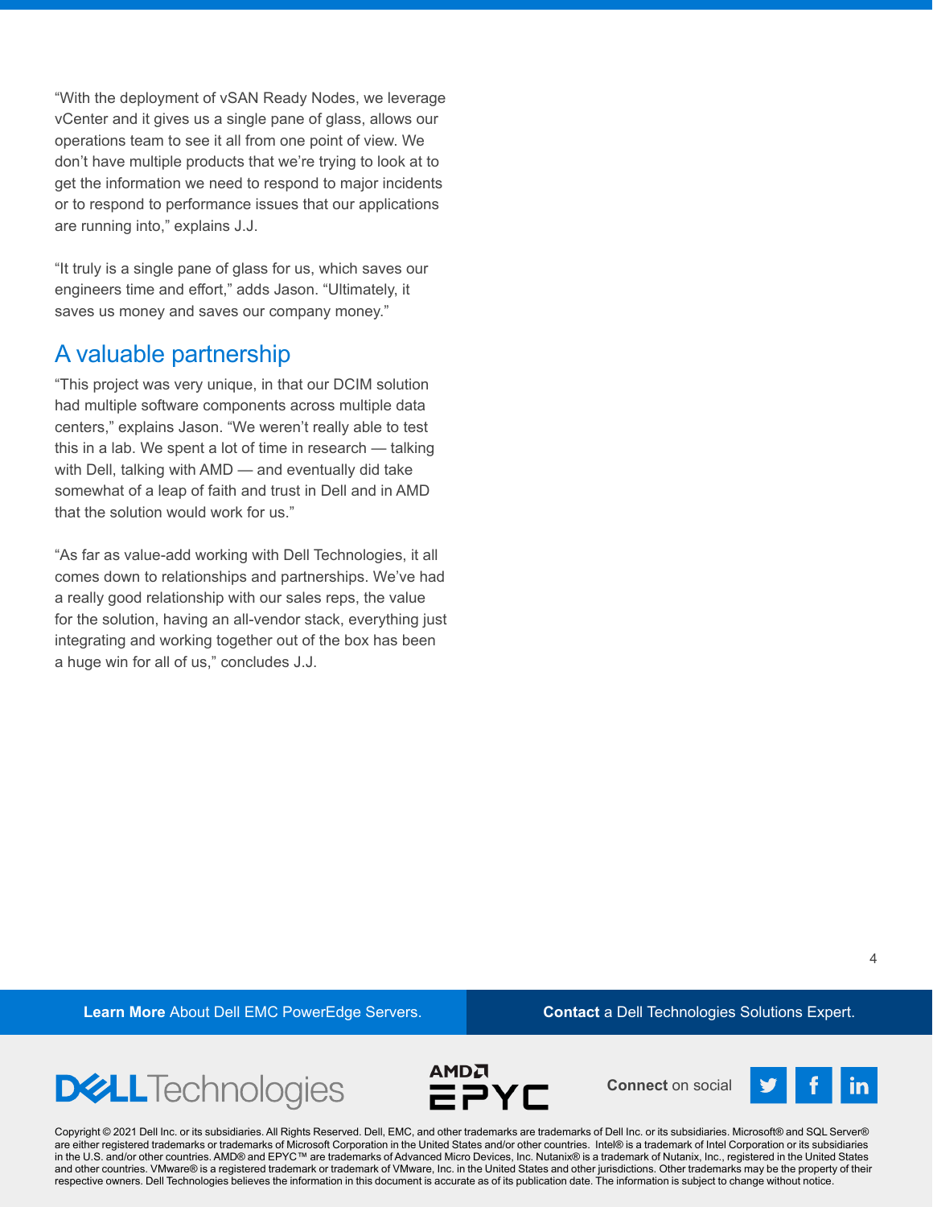"With the deployment of vSAN Ready Nodes, we leverage vCenter and it gives us a single pane of glass, allows our operations team to see it all from one point of view. We don't have multiple products that we're trying to look at to get the information we need to respond to major incidents or to respond to performance issues that our applications are running into," explains J.J.

"It truly is a single pane of glass for us, which saves our engineers time and effort," adds Jason. "Ultimately, it saves us money and saves our company money."

## A valuable partnership

"This project was very unique, in that our DCIM solution had multiple software components across multiple data centers," explains Jason. "We weren't really able to test this in a lab. We spent a lot of time in research — talking with Dell, talking with AMD — and eventually did take somewhat of a leap of faith and trust in Dell and in AMD that the solution would work for us."

"As far as value-add working with Dell Technologies, it all comes down to relationships and partnerships. We've had a really good relationship with our sales reps, the value for the solution, having an all-vendor stack, everything just integrating and working together out of the box has been a huge win for all of us," concludes J.J.

**Learn More** About Dell EMC PowerEdge Servers.

**Contact** a Dell Technologies Solutions Expert.

DELL Technologies

AMD EPYC

**Connect** on social

Copyright © 2021 Dell Inc. or its subsidiaries. All Rights Reserved. Dell, EMC, and other trademarks are trademarks of Dell Inc. or its subsidiaries. Microsoft® and SQL Server® are either registered trademarks or trademarks of Microsoft Corporation in the United States and/or other countries. Intel® is a trademark of Intel Corporation or its subsidiaries in the U.S. and/or other countries. AMD® and EPYC™ are trademarks of Advanced Micro Devices, Inc. Nutanix® is a trademark of Nutanix, Inc., registered in the United States and other countries. VMware® is a registered trademark or trademark of VMware, Inc. in the United States and other jurisdictions. Other trademarks may be the property of their respective owners. Dell Technologies believes the information in this document is accurate as of its publication date. The information is subject to change without notice.